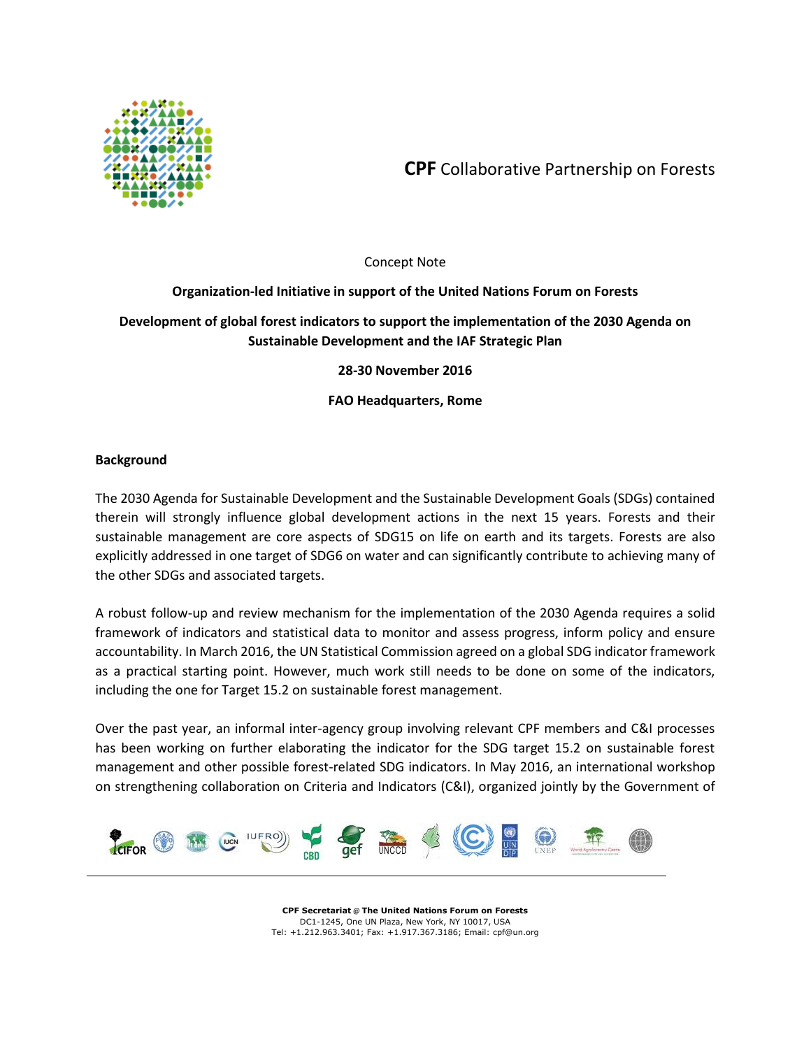**CPF** Collaborative Partnership on Forests

Concept Note

**Organization-led Initiative in support of the United Nations Forum on Forests**

**Development of global forest indicators to support the implementation of the 2030 Agenda on Sustainable Development and the IAF Strategic Plan**

**28-30 November 2016**

**FAO Headquarters, Rome**

## Background

The 2030 Agenda for Sustainable Development and the Sustainable Development Goals (SDGs) contained therein will strongly influence global development actions in the next 15 years. Forests and their sustainable management are core aspects of SDG15 on life on earth and its targets. Forests are also explicitly addressed in one target of SDG6 on water and can significantly contribute to achieving many of the other SDGs and associated targets.

A robust follow-up and review mechanism for the implementation of the 2030 Agenda requires a solid framework of indicators and statistical data to monitor and assess progress, inform policy and ensure accountability. In March 2016, the UN Statistical Commission agreed on a global SDG indicator framework as a practical starting point. However, much work still needs to be done on some of the indicators, including the one for Target 15.2 on sustainable forest management.

Over the past year, an informal inter-agency group involving relevant CPF members and C&I processes has been working on further elaborating the indicator for the SDG target 15.2 on sustainable forest management and other possible forest-related SDG indicators. In May 2016, an international workshop on strengthening collaboration on Criteria and Indicators (C&I), organized jointly by the Government of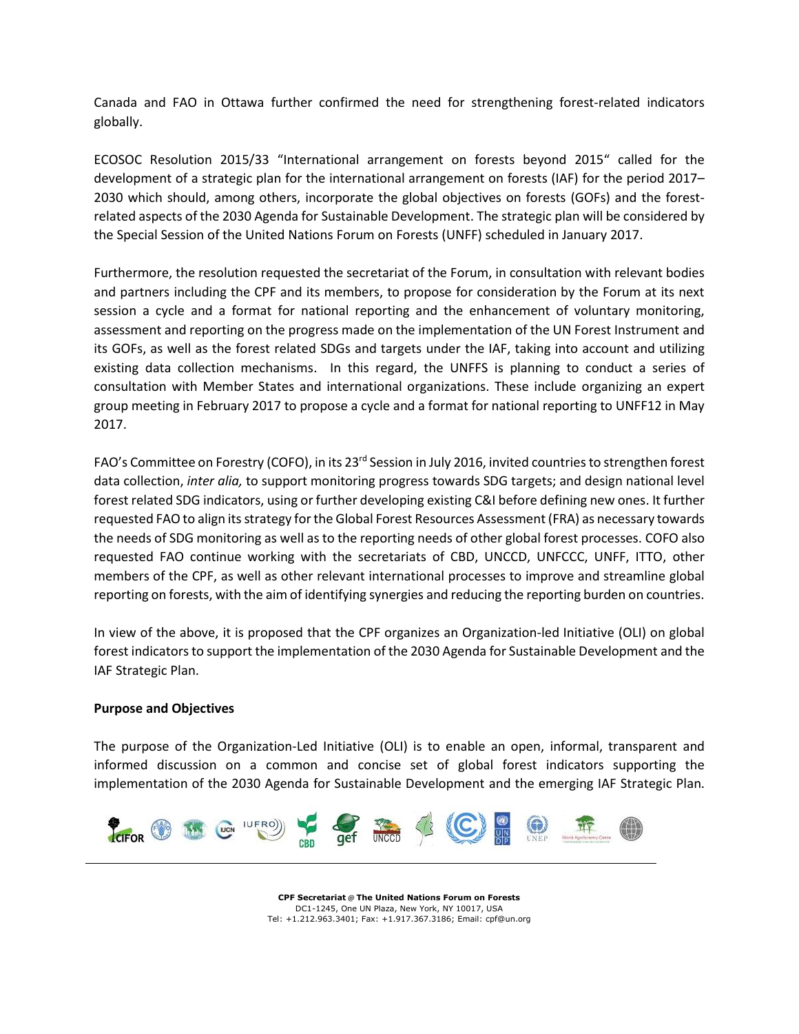Canada and FAO in Ottawa further confirmed the need for strengthening forest-related indicators globally.

ECOSOC Resolution 2015/33 "International arrangement on forests beyond 2015" called for the development of a strategic plan for the international arrangement on forests (IAF) for the period 2017–2030 which should, among others, incorporate the global objectives on forests (GOFs) and the forest-related aspects of the 2030 Agenda for Sustainable Development. The strategic plan will be considered by the Special Session of the United Nations Forum on Forests (UNFF) scheduled in January 2017.

Furthermore, the resolution requested the secretariat of the Forum, in consultation with relevant bodies and partners including the CPF and its members, to propose for consideration by the Forum at its next session a cycle and a format for national reporting and the enhancement of voluntary monitoring, assessment and reporting on the progress made on the implementation of the UN Forest Instrument and its GOFs, as well as the forest related SDGs and targets under the IAF, taking into account and utilizing existing data collection mechanisms. In this regard, the UNFFS is planning to conduct a series of consultation with Member States and international organizations. These include organizing an expert group meeting in February 2017 to propose a cycle and a format for national reporting to UNFF12 in May 2017.

FAO's Committee on Forestry (COFO), in its 23rd Session in July 2016, invited countries to strengthen forest data collection, *inter alia,* to support monitoring progress towards SDG targets; and design national level forest related SDG indicators, using or further developing existing C&I before defining new ones. It further requested FAO to align its strategy for the Global Forest Resources Assessment (FRA) as necessary towards the needs of SDG monitoring as well as to the reporting needs of other global forest processes. COFO also requested FAO continue working with the secretariats of CBD, UNCCD, UNFCCC, UNFF, ITTO, other members of the CPF, as well as other relevant international processes to improve and streamline global reporting on forests, with the aim of identifying synergies and reducing the reporting burden on countries.

In view of the above, it is proposed that the CPF organizes an Organization-led Initiative (OLI) on global forest indicators to support the implementation of the 2030 Agenda for Sustainable Development and the IAF Strategic Plan.

**Purpose and Objectives**

The purpose of the Organization-Led Initiative (OLI) is to enable an open, informal, transparent and informed discussion on a common and concise set of global forest indicators supporting the implementation of the 2030 Agenda for Sustainable Development and the emerging IAF Strategic Plan.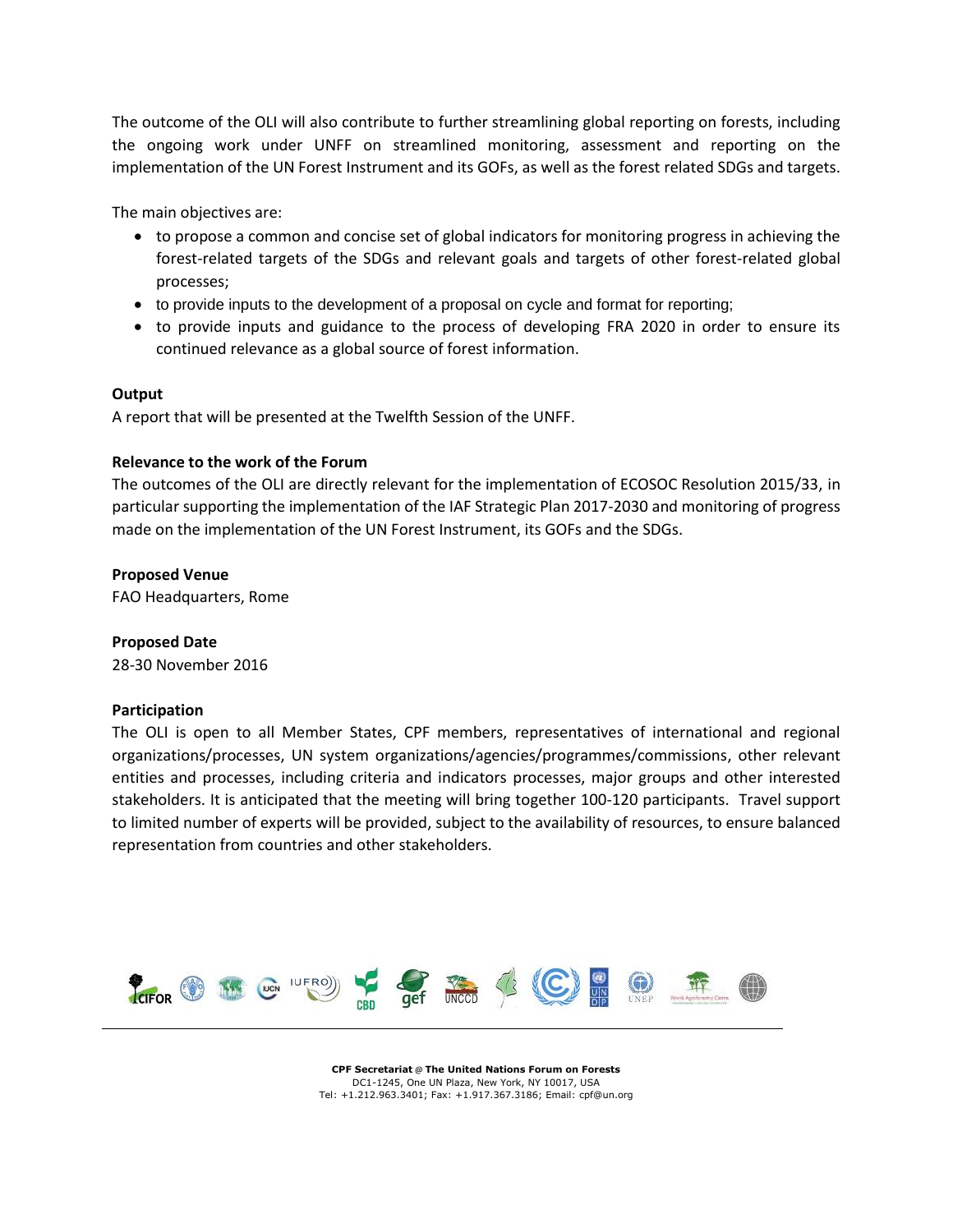The outcome of the OLI will also contribute to further streamlining global reporting on forests, including the ongoing work under UNFF on streamlined monitoring, assessment and reporting on the implementation of the UN Forest Instrument and its GOFs, as well as the forest related SDGs and targets.

The main objectives are:

- to propose a common and concise set of global indicators for monitoring progress in achieving the forest-related targets of the SDGs and relevant goals and targets of other forest-related global processes;
- to provide inputs to the development of a proposal on cycle and format for reporting;
- to provide inputs and guidance to the process of developing FRA 2020 in order to ensure its continued relevance as a global source of forest information.

**Output**

A report that will be presented at the Twelfth Session of the UNFF.

**Relevance to the work of the Forum**

The outcomes of the OLI are directly relevant for the implementation of ECOSOC Resolution 2015/33, in particular supporting the implementation of the IAF Strategic Plan 2017-2030 and monitoring of progress made on the implementation of the UN Forest Instrument, its GOFs and the SDGs.

**Proposed Venue**

FAO Headquarters, Rome

**Proposed Date**

28-30 November 2016

**Participation**

The OLI is open to all Member States, CPF members, representatives of international and regional organizations/processes, UN system organizations/agencies/programmes/commissions, other relevant entities and processes, including criteria and indicators processes, major groups and other interested stakeholders. It is anticipated that the meeting will bring together 100-120 participants. Travel support to limited number of experts will be provided, subject to the availability of resources, to ensure balanced representation from countries and other stakeholders.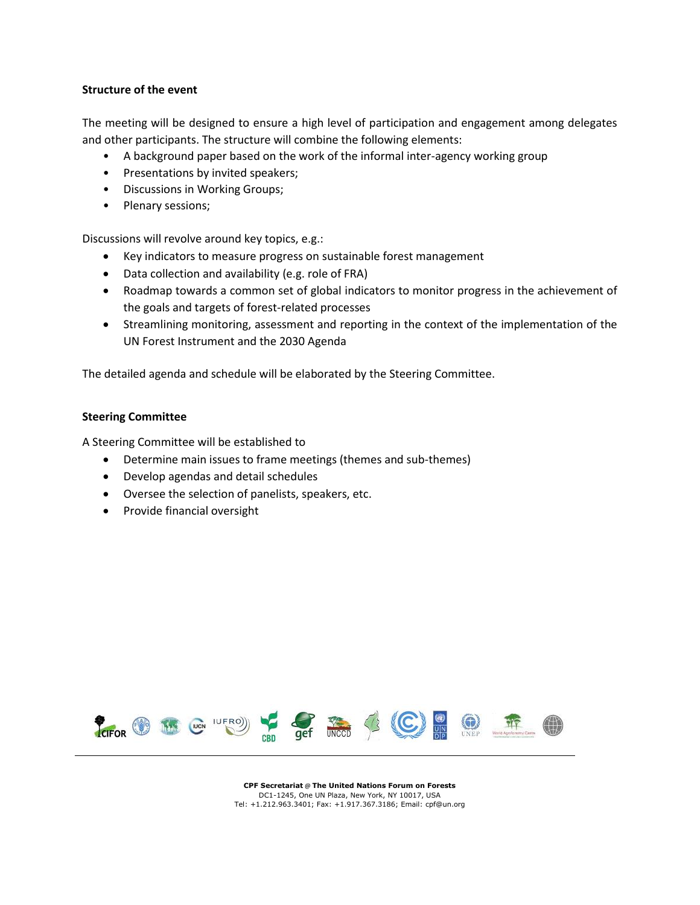**Structure of the event**

The meeting will be designed to ensure a high level of participation and engagement among delegates and other participants. The structure will combine the following elements:

- A background paper based on the work of the informal inter-agency working group
- Presentations by invited speakers;
- Discussions in Working Groups;
- Plenary sessions;

Discussions will revolve around key topics, e.g.:

- Key indicators to measure progress on sustainable forest management
- Data collection and availability (e.g. role of FRA)
- Roadmap towards a common set of global indicators to monitor progress in the achievement of the goals and targets of forest-related processes
- Streamlining monitoring, assessment and reporting in the context of the implementation of the UN Forest Instrument and the 2030 Agenda

The detailed agenda and schedule will be elaborated by the Steering Committee.

**Steering Committee**

A Steering Committee will be established to

- Determine main issues to frame meetings (themes and sub-themes)
- Develop agendas and detail schedules
- Oversee the selection of panelists, speakers, etc.
- Provide financial oversight

**CPF Secretariat @ The United Nations Forum on Forests**
DC1-1245, One UN Plaza, New York, NY 10017, USA
Tel: +1.212.963.3401; Fax: +1.917.367.3186; Email: cpf@un.org